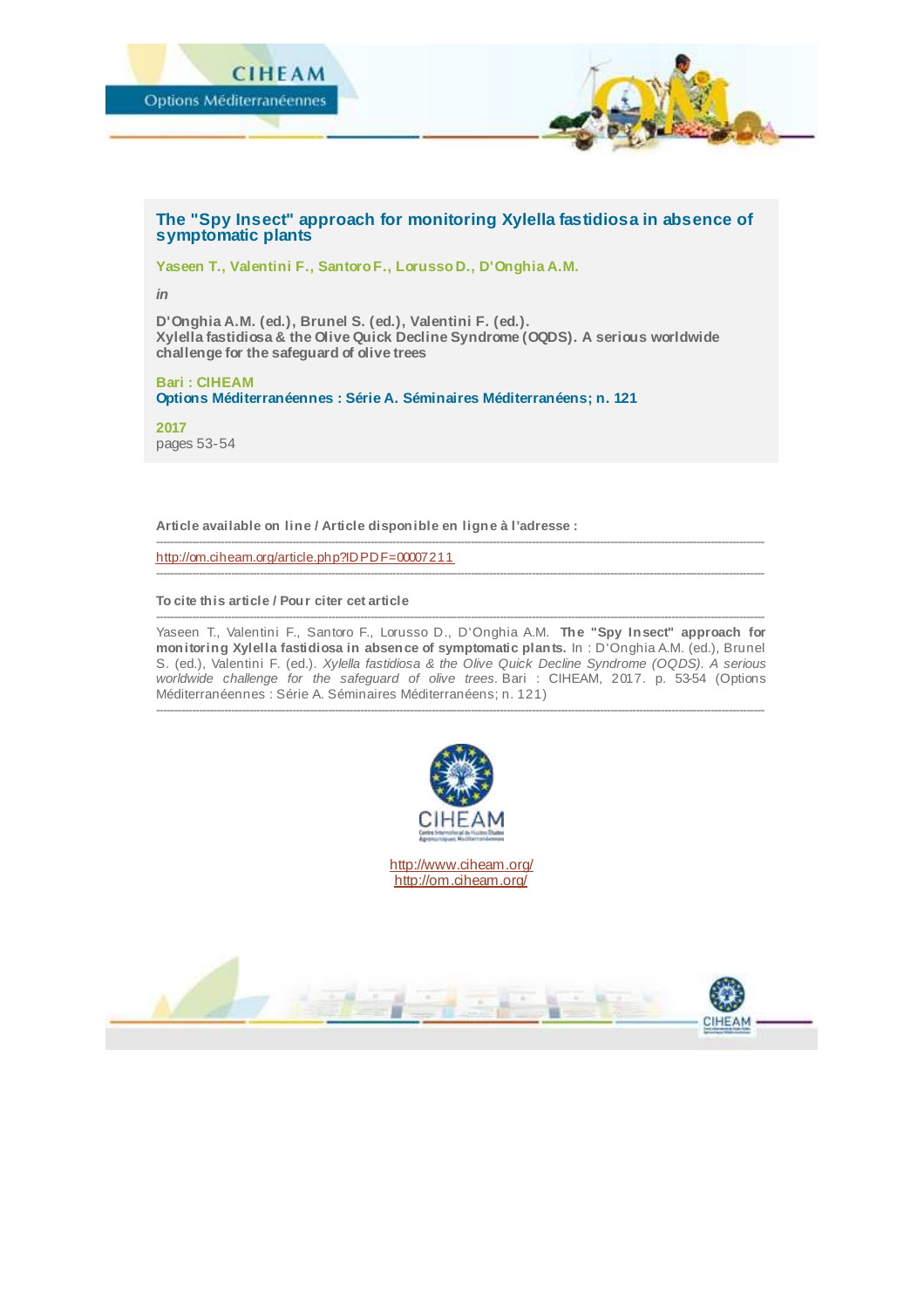# The "Spy Insect" approach for monitoring Xylella fastidiosa in absence of symptomatic plants

**Yaseen T., Valentini F., Santoro F., Lorusso D., D'Onghia A.M.**

*in*

**D'Onghia A.M. (ed.), Brunel S. (ed.), Valentini F. (ed.).**
**Xylella fastidiosa & the Olive Quick Decline Syndrome (OQDS). A serious worldwide challenge for the safeguard of olive trees**

**Bari : CIHEAM**
**Options Méditerranéennes : Série A. Séminaires Méditerranéens; n. 121**

**2017**
pages 53-54

---

**Article available on line / Article disponible en ligne à l'adresse :**

http://om.ciheam.org/article.php?IDPDF=00007211

---

**To cite this article / Pour citer cet article**

Yaseen T., Valentini F., Santoro F., Lorusso D., D'Onghia A.M. **The "Spy Insect" approach for monitoring Xylella fastidiosa in absence of symptomatic plants.** In : D'Onghia A.M. (ed.), Brunel S. (ed.), Valentini F. (ed.). *Xylella fastidiosa & the Olive Quick Decline Syndrome (OQDS). A serious worldwide challenge for the safeguard of olive trees.* Bari : CIHEAM, 2017. p. 53-54 (Options Méditerranéennes : Série A. Séminaires Méditerranéens; n. 121)

---

http://www.ciheam.org/
http://om.ciheam.org/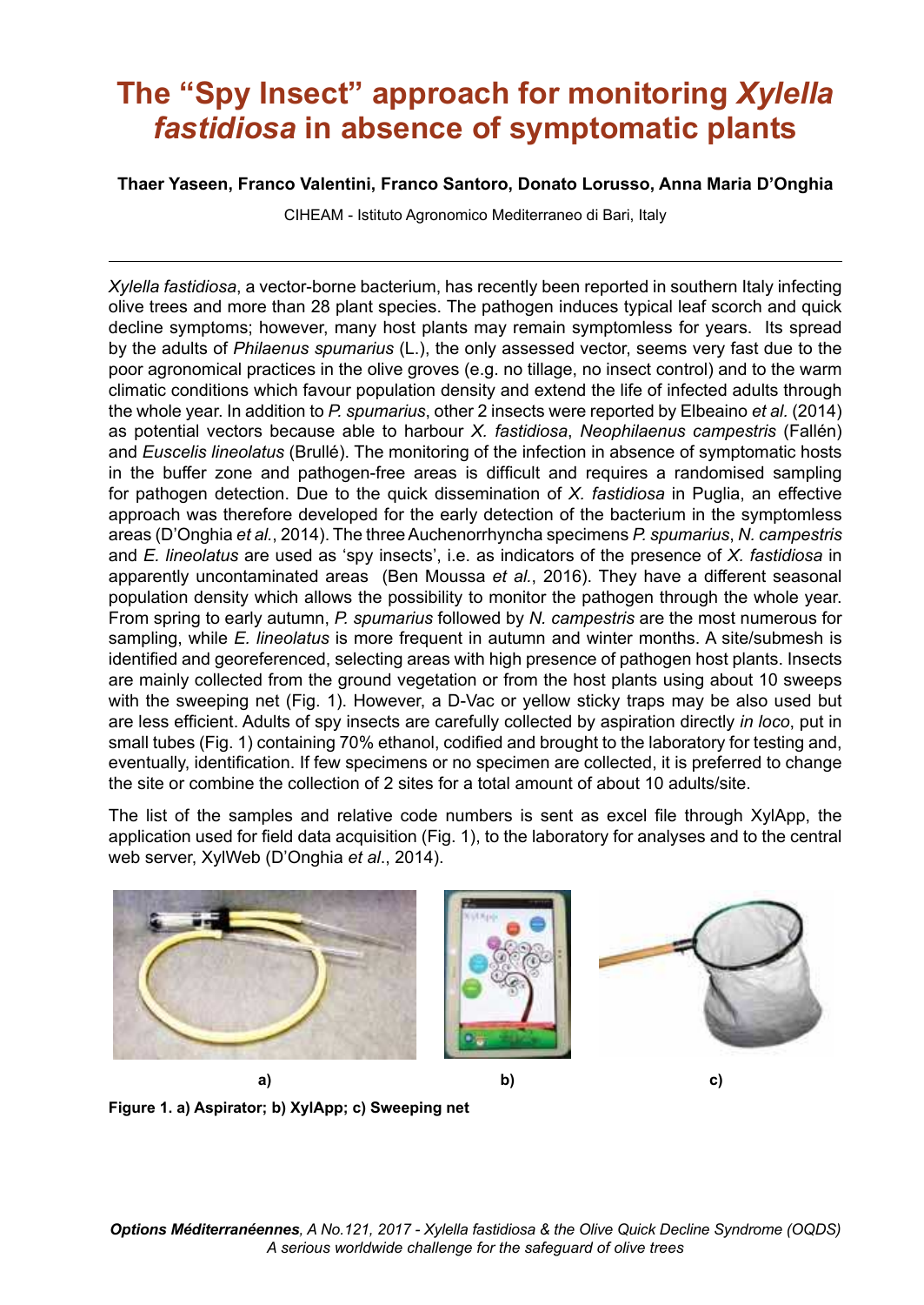# The "Spy Insect" approach for monitoring *Xylella fastidiosa* in absence of symptomatic plants

**Thaer Yaseen, Franco Valentini, Franco Santoro, Donato Lorusso, Anna Maria D'Onghia**

CIHEAM - Istituto Agronomico Mediterraneo di Bari, Italy

---

*Xylella fastidiosa*, a vector-borne bacterium, has recently been reported in southern Italy infecting olive trees and more than 28 plant species. The pathogen induces typical leaf scorch and quick decline symptoms; however, many host plants may remain symptomless for years. Its spread by the adults of *Philaenus spumarius* (L.), the only assessed vector, seems very fast due to the poor agronomical practices in the olive groves (e.g. no tillage, no insect control) and to the warm climatic conditions which favour population density and extend the life of infected adults through the whole year. In addition to *P. spumarius*, other 2 insects were reported by Elbeaino *et al.* (2014) as potential vectors because able to harbour *X. fastidiosa*, *Neophilaenus campestris* (Fallén) and *Euscelis lineolatus* (Brullé). The monitoring of the infection in absence of symptomatic hosts in the buffer zone and pathogen-free areas is difficult and requires a randomised sampling for pathogen detection. Due to the quick dissemination of *X. fastidiosa* in Puglia, an effective approach was therefore developed for the early detection of the bacterium in the symptomless areas (D'Onghia *et al.*, 2014). The three Auchenorrhyncha specimens *P. spumarius*, *N. campestris* and *E. lineolatus* are used as 'spy insects', i.e. as indicators of the presence of *X. fastidiosa* in apparently uncontaminated areas (Ben Moussa *et al.*, 2016). They have a different seasonal population density which allows the possibility to monitor the pathogen through the whole year. From spring to early autumn, *P. spumarius* followed by *N. campestris* are the most numerous for sampling, while *E. lineolatus* is more frequent in autumn and winter months. A site/submesh is identified and georeferenced, selecting areas with high presence of pathogen host plants. Insects are mainly collected from the ground vegetation or from the host plants using about 10 sweeps with the sweeping net (Fig. 1). However, a D-Vac or yellow sticky traps may be also used but are less efficient. Adults of spy insects are carefully collected by aspiration directly *in loco*, put in small tubes (Fig. 1) containing 70% ethanol, codified and brought to the laboratory for testing and, eventually, identification. If few specimens or no specimen are collected, it is preferred to change the site or combine the collection of 2 sites for a total amount of about 10 adults/site.

The list of the samples and relative code numbers is sent as excel file through XylApp, the application used for field data acquisition (Fig. 1), to the laboratory for analyses and to the central web server, XylWeb (D'Onghia *et al*., 2014).

a) b) c)

**Figure 1. a) Aspirator; b) XylApp; c) Sweeping net**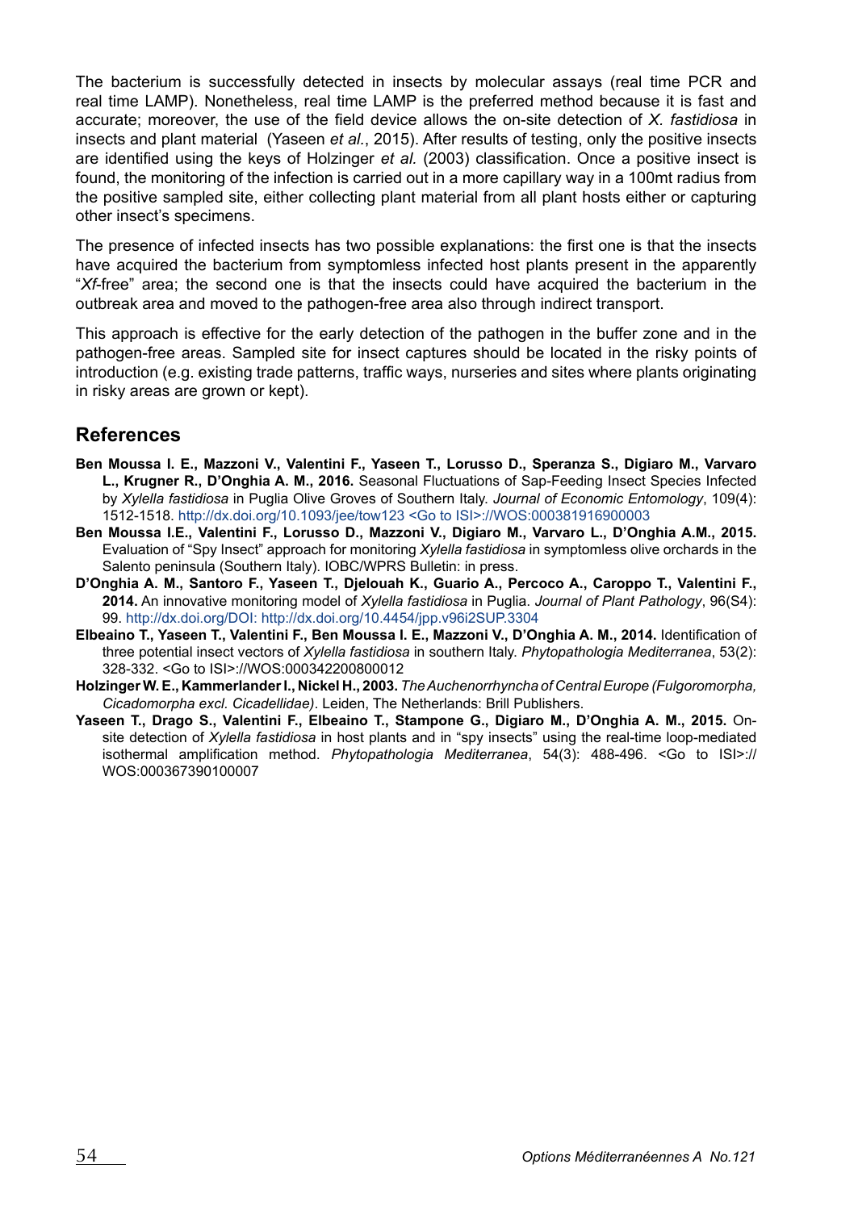The bacterium is successfully detected in insects by molecular assays (real time PCR and real time LAMP). Nonetheless, real time LAMP is the preferred method because it is fast and accurate; moreover, the use of the field device allows the on-site detection of *X. fastidiosa* in insects and plant material (Yaseen *et al.*, 2015). After results of testing, only the positive insects are identified using the keys of Holzinger *et al.* (2003) classification. Once a positive insect is found, the monitoring of the infection is carried out in a more capillary way in a 100mt radius from the positive sampled site, either collecting plant material from all plant hosts either or capturing other insect's specimens.

The presence of infected insects has two possible explanations: the first one is that the insects have acquired the bacterium from symptomless infected host plants present in the apparently "*Xf*-free" area; the second one is that the insects could have acquired the bacterium in the outbreak area and moved to the pathogen-free area also through indirect transport.

This approach is effective for the early detection of the pathogen in the buffer zone and in the pathogen-free areas. Sampled site for insect captures should be located in the risky points of introduction (e.g. existing trade patterns, traffic ways, nurseries and sites where plants originating in risky areas are grown or kept).

## References

**Ben Moussa I. E., Mazzoni V., Valentini F., Yaseen T., Lorusso D., Speranza S., Digiaro M., Varvaro L., Krugner R., D'Onghia A. M., 2016.** Seasonal Fluctuations of Sap-Feeding Insect Species Infected by *Xylella fastidiosa* in Puglia Olive Groves of Southern Italy. *Journal of Economic Entomology*, 109(4): 1512-1518. http://dx.doi.org/10.1093/jee/tow123 <Go to ISI>://WOS:000381916900003

**Ben Moussa I.E., Valentini F., Lorusso D., Mazzoni V., Digiaro M., Varvaro L., D'Onghia A.M., 2015.** Evaluation of "Spy Insect" approach for monitoring *Xylella fastidiosa* in symptomless olive orchards in the Salento peninsula (Southern Italy). IOBC/WPRS Bulletin: in press.

**D'Onghia A. M., Santoro F., Yaseen T., Djelouah K., Guario A., Percoco A., Caroppo T., Valentini F., 2014.** An innovative monitoring model of *Xylella fastidiosa* in Puglia. *Journal of Plant Pathology*, 96(S4): 99. http://dx.doi.org/DOI: http://dx.doi.org/10.4454/jpp.v96i2SUP.3304

**Elbeaino T., Yaseen T., Valentini F., Ben Moussa I. E., Mazzoni V., D'Onghia A. M., 2014.** Identification of three potential insect vectors of *Xylella fastidiosa* in southern Italy. *Phytopathologia Mediterranea*, 53(2): 328-332. <Go to ISI>://WOS:000342200800012

**Holzinger W. E., Kammerlander I., Nickel H., 2003.** *The Auchenorrhyncha of Central Europe (Fulgoromorpha, Cicadomorpha excl. Cicadellidae)*. Leiden, The Netherlands: Brill Publishers.

**Yaseen T., Drago S., Valentini F., Elbeaino T., Stampone G., Digiaro M., D'Onghia A. M., 2015.** On-site detection of *Xylella fastidiosa* in host plants and in "spy insects" using the real-time loop-mediated isothermal amplification method. *Phytopathologia Mediterranea*, 54(3): 488-496. <Go to ISI>://WOS:000367390100007